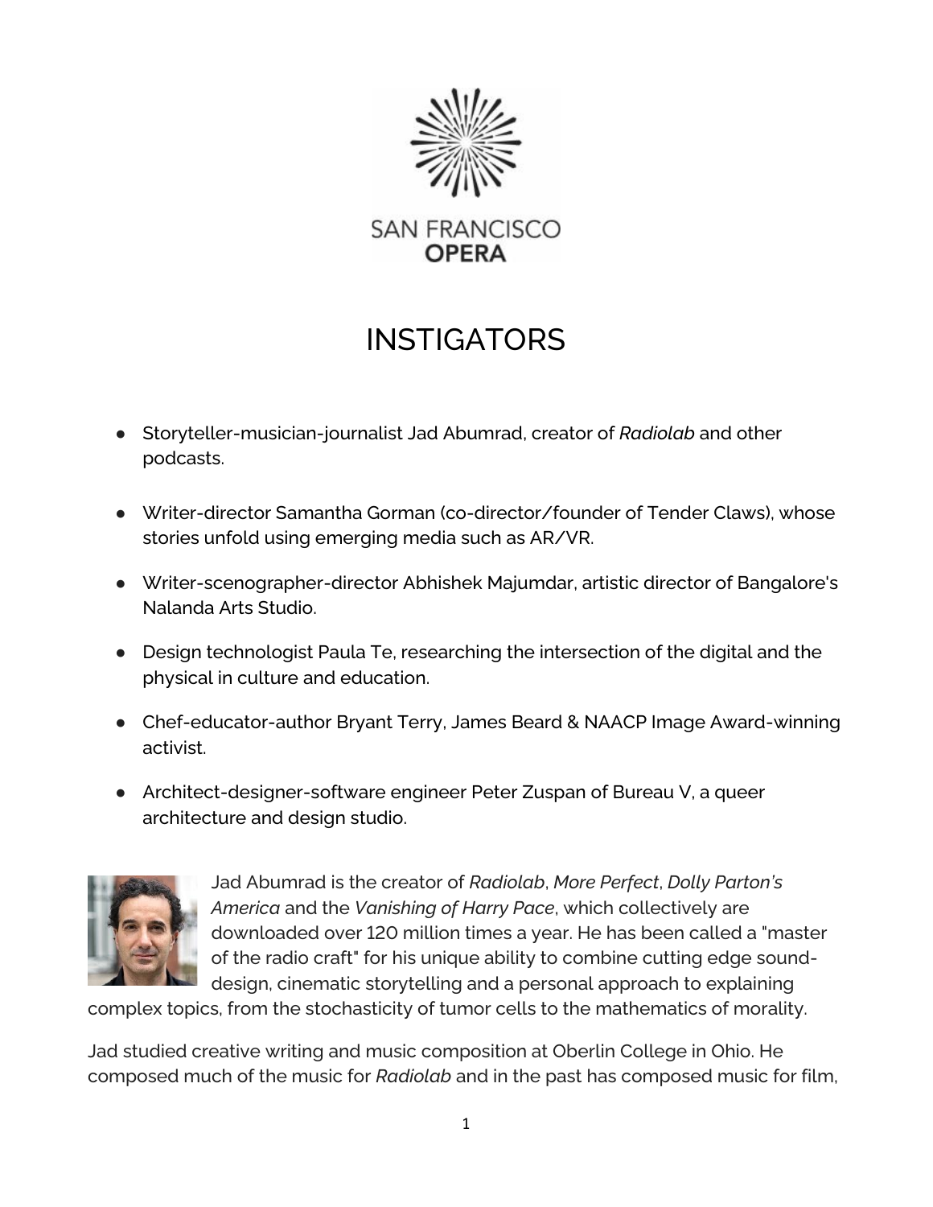SAN FRANCISCO OPERA

# INSTIGATORS

- Storyteller-musician-journalist Jad Abumrad, creator of *Radiolab* and other podcasts.
- Writer-director Samantha Gorman (co-director/founder of Tender Claws), whose stories unfold using emerging media such as AR/VR.
- Writer-scenographer-director Abhishek Majumdar, artistic director of Bangalore's Nalanda Arts Studio.
- Design technologist Paula Te, researching the intersection of the digital and the physical in culture and education.
- Chef-educator-author Bryant Terry, James Beard & NAACP Image Award-winning activist.
- Architect-designer-software engineer Peter Zuspan of Bureau V, a queer architecture and design studio.

Jad Abumrad is the creator of *Radiolab*, *More Perfect*, *Dolly Parton's America* and the *Vanishing of Harry Pace*, which collectively are downloaded over 120 million times a year. He has been called a "master of the radio craft" for his unique ability to combine cutting edge sound-design, cinematic storytelling and a personal approach to explaining complex topics, from the stochasticity of tumor cells to the mathematics of morality.

Jad studied creative writing and music composition at Oberlin College in Ohio. He composed much of the music for *Radiolab* and in the past has composed music for film,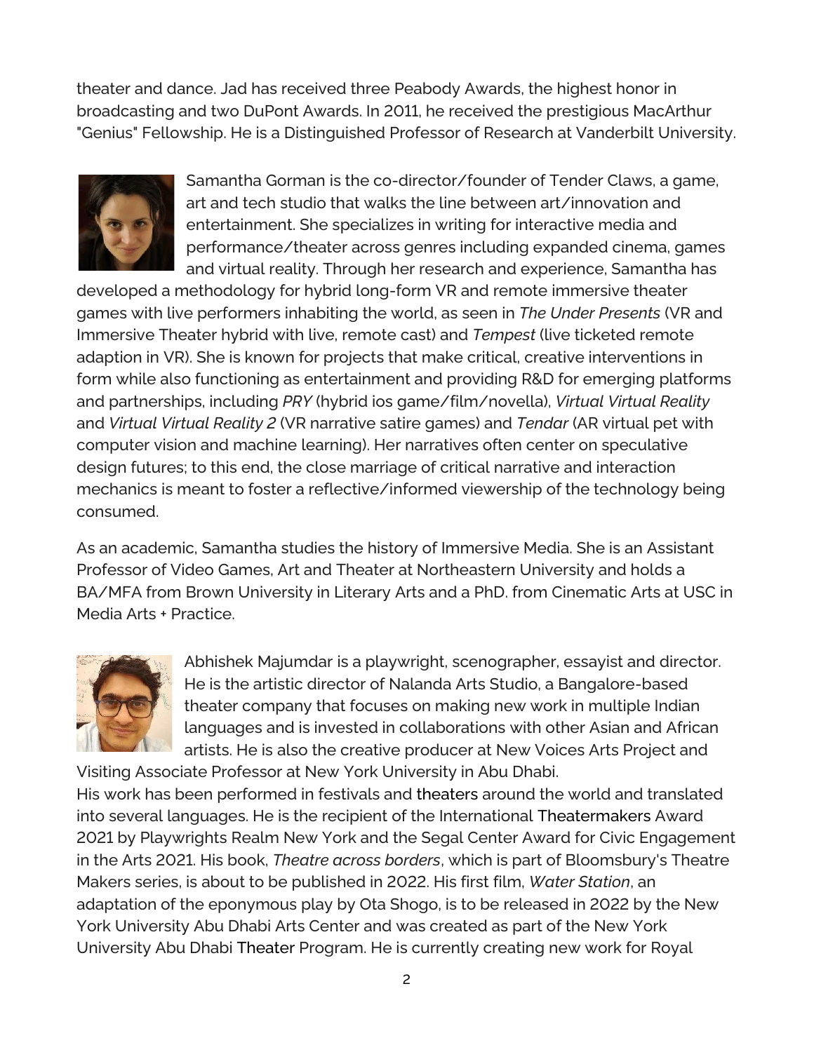theater and dance. Jad has received three Peabody Awards, the highest honor in broadcasting and two DuPont Awards. In 2011, he received the prestigious MacArthur "Genius" Fellowship. He is a Distinguished Professor of Research at Vanderbilt University.

Samantha Gorman is the co-director/founder of Tender Claws, a game, art and tech studio that walks the line between art/innovation and entertainment. She specializes in writing for interactive media and performance/theater across genres including expanded cinema, games and virtual reality. Through her research and experience, Samantha has developed a methodology for hybrid long-form VR and remote immersive theater games with live performers inhabiting the world, as seen in *The Under Presents* (VR and Immersive Theater hybrid with live, remote cast) and *Tempest* (live ticketed remote adaption in VR). She is known for projects that make critical, creative interventions in form while also functioning as entertainment and providing R&D for emerging platforms and partnerships, including *PRY* (hybrid ios game/film/novella), *Virtual Virtual Reality* and *Virtual Virtual Reality 2* (VR narrative satire games) and *Tendar* (AR virtual pet with computer vision and machine learning). Her narratives often center on speculative design futures; to this end, the close marriage of critical narrative and interaction mechanics is meant to foster a reflective/informed viewership of the technology being consumed.

As an academic, Samantha studies the history of Immersive Media. She is an Assistant Professor of Video Games, Art and Theater at Northeastern University and holds a BA/MFA from Brown University in Literary Arts and a PhD. from Cinematic Arts at USC in Media Arts + Practice.

Abhishek Majumdar is a playwright, scenographer, essayist and director. He is the artistic director of Nalanda Arts Studio, a Bangalore-based theater company that focuses on making new work in multiple Indian languages and is invested in collaborations with other Asian and African artists. He is also the creative producer at New Voices Arts Project and Visiting Associate Professor at New York University in Abu Dhabi.
His work has been performed in festivals and theaters around the world and translated into several languages. He is the recipient of the International Theatermakers Award 2021 by Playwrights Realm New York and the Segal Center Award for Civic Engagement in the Arts 2021. His book, *Theatre across borders*, which is part of Bloomsbury's Theatre Makers series, is about to be published in 2022. His first film, *Water Station*, an adaptation of the eponymous play by Ota Shogo, is to be released in 2022 by the New York University Abu Dhabi Arts Center and was created as part of the New York University Abu Dhabi Theater Program. He is currently creating new work for Royal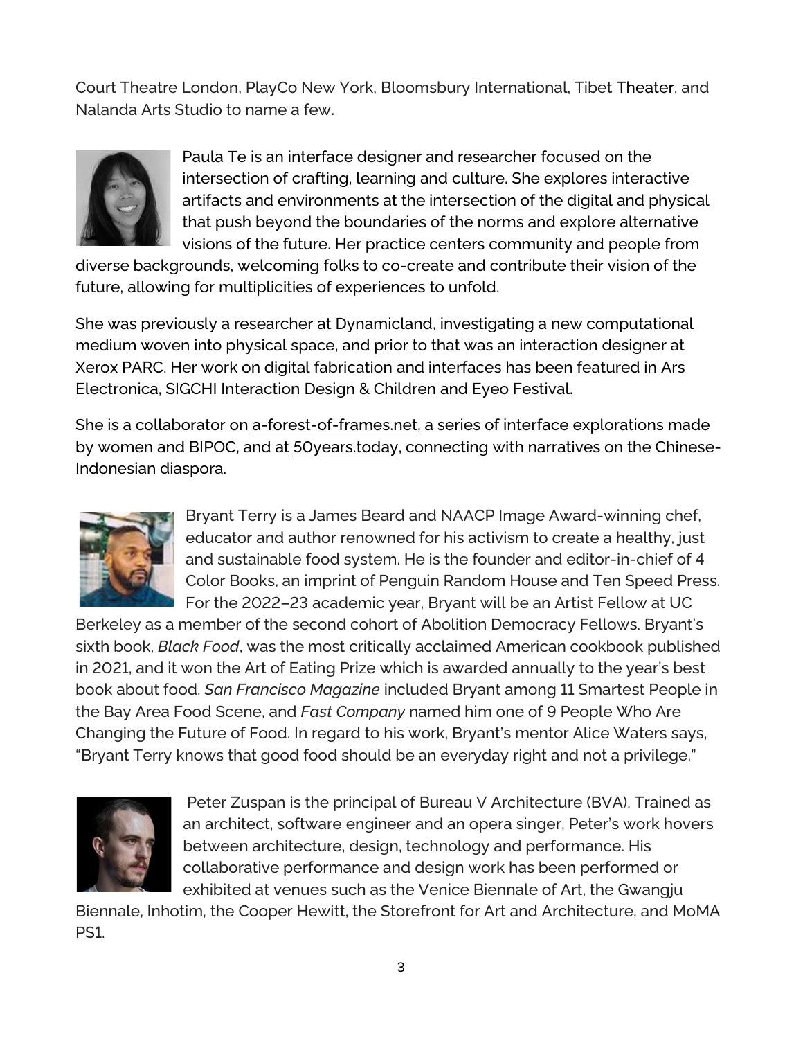Court Theatre London, PlayCo New York, Bloomsbury International, Tibet Theater, and Nalanda Arts Studio to name a few.

Paula Te is an interface designer and researcher focused on the intersection of crafting, learning and culture. She explores interactive artifacts and environments at the intersection of the digital and physical that push beyond the boundaries of the norms and explore alternative visions of the future. Her practice centers community and people from diverse backgrounds, welcoming folks to co-create and contribute their vision of the future, allowing for multiplicities of experiences to unfold.

She was previously a researcher at Dynamicland, investigating a new computational medium woven into physical space, and prior to that was an interaction designer at Xerox PARC. Her work on digital fabrication and interfaces has been featured in Ars Electronica, SIGCHI Interaction Design & Children and Eyeo Festival.

She is a collaborator on a-forest-of-frames.net, a series of interface explorations made by women and BIPOC, and at 50years.today, connecting with narratives on the Chinese-Indonesian diaspora.

Bryant Terry is a James Beard and NAACP Image Award-winning chef, educator and author renowned for his activism to create a healthy, just and sustainable food system. He is the founder and editor-in-chief of 4 Color Books, an imprint of Penguin Random House and Ten Speed Press. For the 2022–23 academic year, Bryant will be an Artist Fellow at UC Berkeley as a member of the second cohort of Abolition Democracy Fellows. Bryant's sixth book, *Black Food*, was the most critically acclaimed American cookbook published in 2021, and it won the Art of Eating Prize which is awarded annually to the year's best book about food. *San Francisco Magazine* included Bryant among 11 Smartest People in the Bay Area Food Scene, and *Fast Company* named him one of 9 People Who Are Changing the Future of Food. In regard to his work, Bryant's mentor Alice Waters says, "Bryant Terry knows that good food should be an everyday right and not a privilege."

Peter Zuspan is the principal of Bureau V Architecture (BVA). Trained as an architect, software engineer and an opera singer, Peter's work hovers between architecture, design, technology and performance. His collaborative performance and design work has been performed or exhibited at venues such as the Venice Biennale of Art, the Gwangju Biennale, Inhotim, the Cooper Hewitt, the Storefront for Art and Architecture, and MoMA PS1.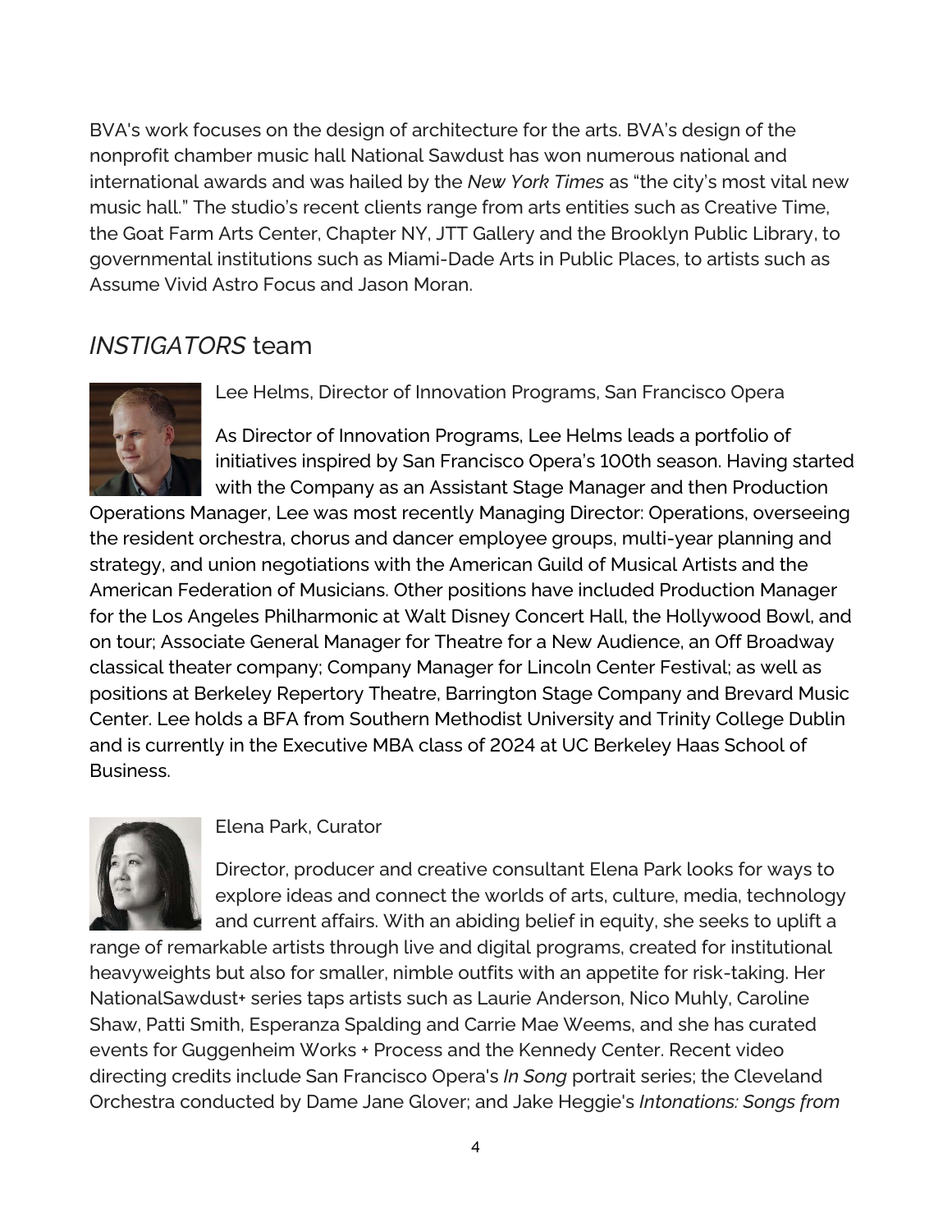BVA's work focuses on the design of architecture for the arts. BVA's design of the nonprofit chamber music hall National Sawdust has won numerous national and international awards and was hailed by the *New York Times* as "the city's most vital new music hall." The studio's recent clients range from arts entities such as Creative Time, the Goat Farm Arts Center, Chapter NY, JTT Gallery and the Brooklyn Public Library, to governmental institutions such as Miami-Dade Arts in Public Places, to artists such as Assume Vivid Astro Focus and Jason Moran.

## *INSTIGATORS* team

Lee Helms, Director of Innovation Programs, San Francisco Opera

As Director of Innovation Programs, Lee Helms leads a portfolio of initiatives inspired by San Francisco Opera's 100th season. Having started with the Company as an Assistant Stage Manager and then Production Operations Manager, Lee was most recently Managing Director: Operations, overseeing the resident orchestra, chorus and dancer employee groups, multi-year planning and strategy, and union negotiations with the American Guild of Musical Artists and the American Federation of Musicians. Other positions have included Production Manager for the Los Angeles Philharmonic at Walt Disney Concert Hall, the Hollywood Bowl, and on tour; Associate General Manager for Theatre for a New Audience, an Off Broadway classical theater company; Company Manager for Lincoln Center Festival; as well as positions at Berkeley Repertory Theatre, Barrington Stage Company and Brevard Music Center. Lee holds a BFA from Southern Methodist University and Trinity College Dublin and is currently in the Executive MBA class of 2024 at UC Berkeley Haas School of Business.

Elena Park, Curator

Director, producer and creative consultant Elena Park looks for ways to explore ideas and connect the worlds of arts, culture, media, technology and current affairs. With an abiding belief in equity, she seeks to uplift a range of remarkable artists through live and digital programs, created for institutional heavyweights but also for smaller, nimble outfits with an appetite for risk-taking. Her NationalSawdust+ series taps artists such as Laurie Anderson, Nico Muhly, Caroline Shaw, Patti Smith, Esperanza Spalding and Carrie Mae Weems, and she has curated events for Guggenheim Works + Process and the Kennedy Center. Recent video directing credits include San Francisco Opera's *In Song* portrait series; the Cleveland Orchestra conducted by Dame Jane Glover; and Jake Heggie's *Intonations: Songs from*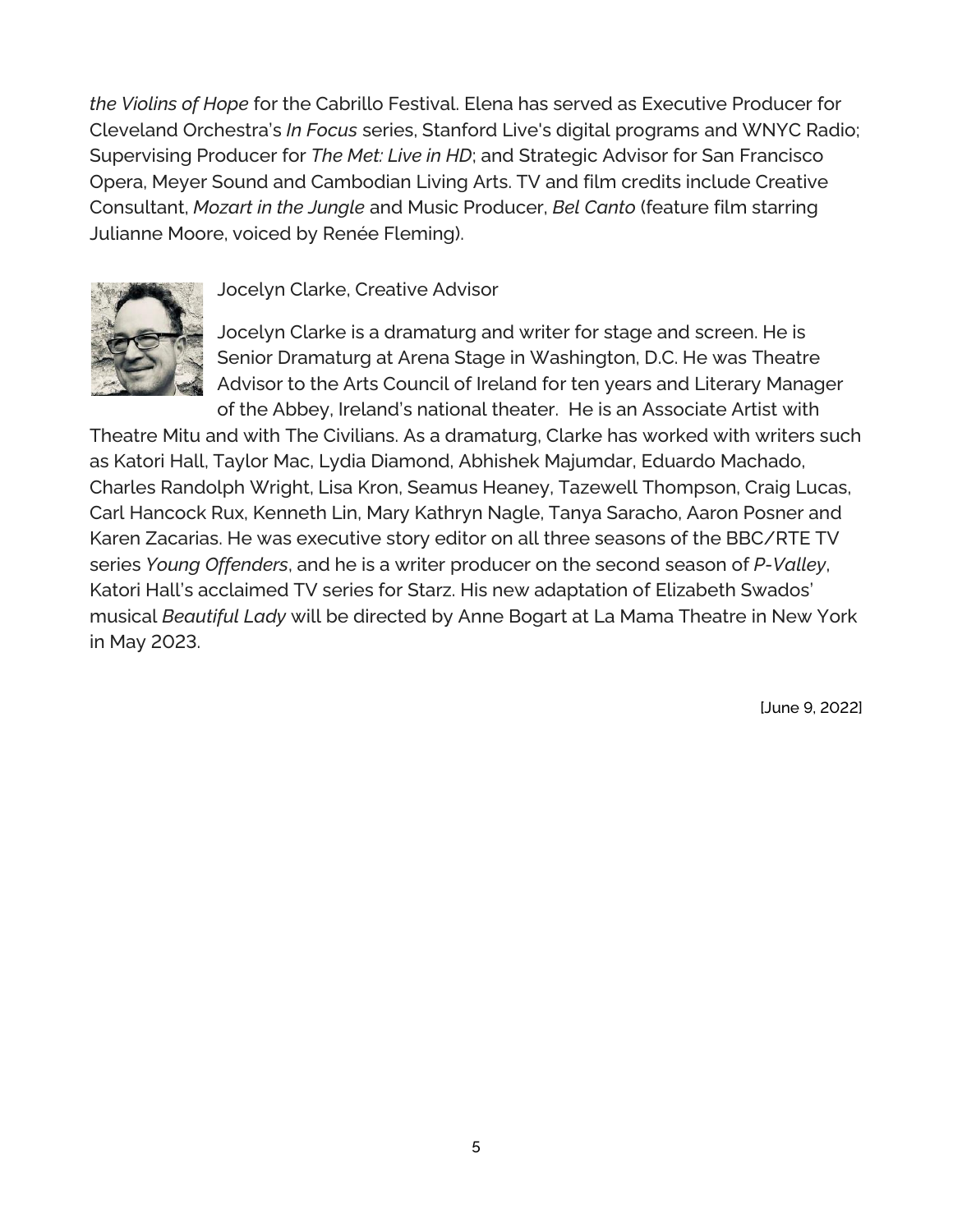*the Violins of Hope* for the Cabrillo Festival. Elena has served as Executive Producer for Cleveland Orchestra's *In Focus* series, Stanford Live's digital programs and WNYC Radio; Supervising Producer for *The Met: Live in HD*; and Strategic Advisor for San Francisco Opera, Meyer Sound and Cambodian Living Arts. TV and film credits include Creative Consultant, *Mozart in the Jungle* and Music Producer, *Bel Canto* (feature film starring Julianne Moore, voiced by Renée Fleming).

Jocelyn Clarke, Creative Advisor

Jocelyn Clarke is a dramaturg and writer for stage and screen. He is Senior Dramaturg at Arena Stage in Washington, D.C. He was Theatre Advisor to the Arts Council of Ireland for ten years and Literary Manager of the Abbey, Ireland's national theater. He is an Associate Artist with Theatre Mitu and with The Civilians. As a dramaturg, Clarke has worked with writers such as Katori Hall, Taylor Mac, Lydia Diamond, Abhishek Majumdar, Eduardo Machado, Charles Randolph Wright, Lisa Kron, Seamus Heaney, Tazewell Thompson, Craig Lucas, Carl Hancock Rux, Kenneth Lin, Mary Kathryn Nagle, Tanya Saracho, Aaron Posner and Karen Zacarias. He was executive story editor on all three seasons of the BBC/RTE TV series *Young Offenders*, and he is a writer producer on the second season of *P-Valley*, Katori Hall's acclaimed TV series for Starz. His new adaptation of Elizabeth Swados' musical *Beautiful Lady* will be directed by Anne Bogart at La Mama Theatre in New York in May 2023.

[June 9, 2022]